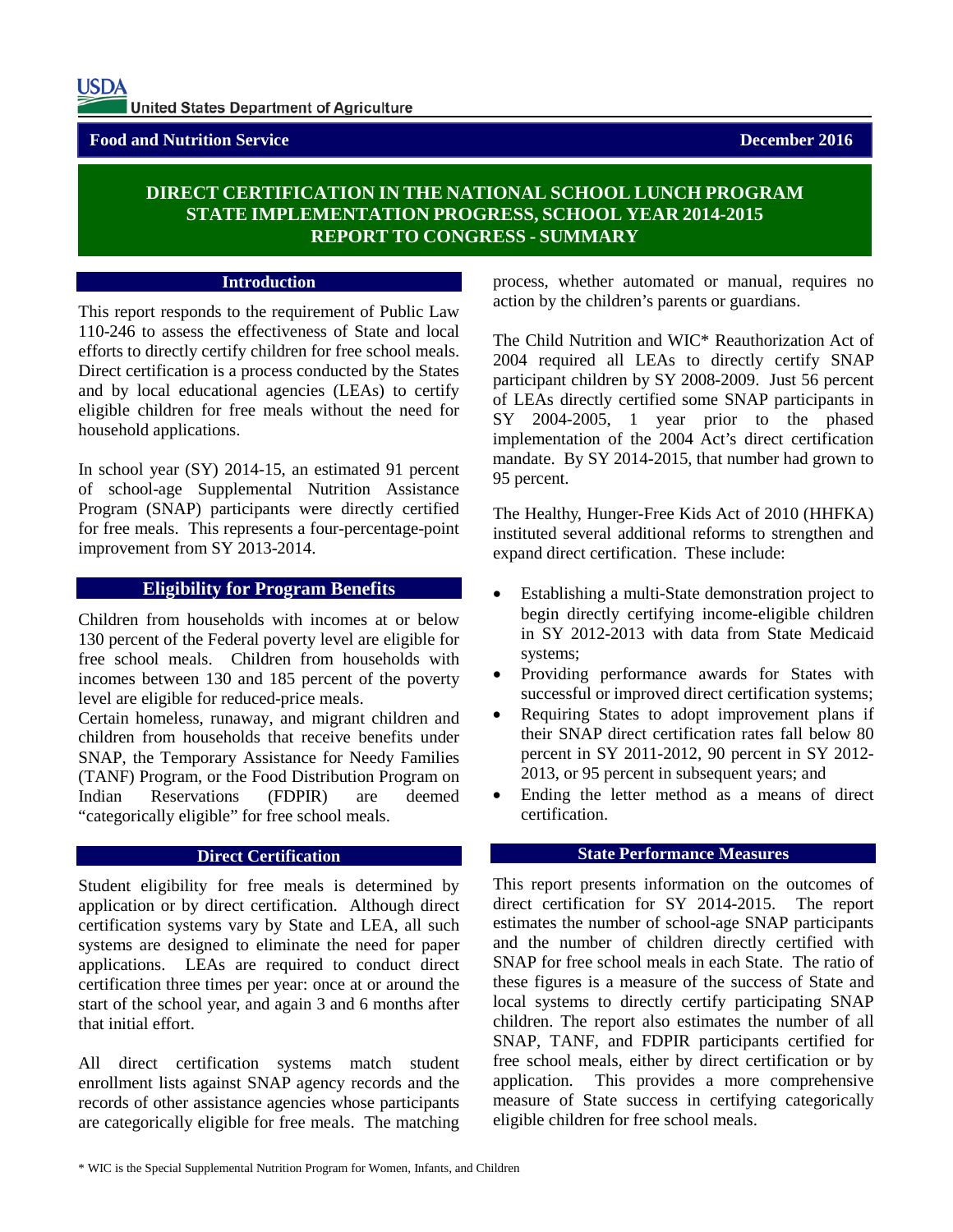USDA United States Department of Agriculture

**Food and Nutrition Service** **December 2016**

# DIRECT CERTIFICATION IN THE NATIONAL SCHOOL LUNCH PROGRAM STATE IMPLEMENTATION PROGRESS, SCHOOL YEAR 2014-2015 REPORT TO CONGRESS - SUMMARY

## Introduction

This report responds to the requirement of Public Law 110-246 to assess the effectiveness of State and local efforts to directly certify children for free school meals. Direct certification is a process conducted by the States and by local educational agencies (LEAs) to certify eligible children for free meals without the need for household applications.

In school year (SY) 2014-15, an estimated 91 percent of school-age Supplemental Nutrition Assistance Program (SNAP) participants were directly certified for free meals. This represents a four-percentage-point improvement from SY 2013-2014.

## Eligibility for Program Benefits

Children from households with incomes at or below 130 percent of the Federal poverty level are eligible for free school meals. Children from households with incomes between 130 and 185 percent of the poverty level are eligible for reduced-price meals.

Certain homeless, runaway, and migrant children and children from households that receive benefits under SNAP, the Temporary Assistance for Needy Families (TANF) Program, or the Food Distribution Program on Indian Reservations (FDPIR) are deemed "categorically eligible" for free school meals.

## Direct Certification

Student eligibility for free meals is determined by application or by direct certification. Although direct certification systems vary by State and LEA, all such systems are designed to eliminate the need for paper applications. LEAs are required to conduct direct certification three times per year: once at or around the start of the school year, and again 3 and 6 months after that initial effort.

All direct certification systems match student enrollment lists against SNAP agency records and the records of other assistance agencies whose participants are categorically eligible for free meals. The matching process, whether automated or manual, requires no action by the children's parents or guardians.

The Child Nutrition and WIC* Reauthorization Act of 2004 required all LEAs to directly certify SNAP participant children by SY 2008-2009. Just 56 percent of LEAs directly certified some SNAP participants in SY 2004-2005, 1 year prior to the phased implementation of the 2004 Act's direct certification mandate. By SY 2014-2015, that number had grown to 95 percent.

The Healthy, Hunger-Free Kids Act of 2010 (HHFKA) instituted several additional reforms to strengthen and expand direct certification. These include:

- Establishing a multi-State demonstration project to begin directly certifying income-eligible children in SY 2012-2013 with data from State Medicaid systems;
- Providing performance awards for States with successful or improved direct certification systems;
- Requiring States to adopt improvement plans if their SNAP direct certification rates fall below 80 percent in SY 2011-2012, 90 percent in SY 2012-2013, or 95 percent in subsequent years; and
- Ending the letter method as a means of direct certification.

## State Performance Measures

This report presents information on the outcomes of direct certification for SY 2014-2015. The report estimates the number of school-age SNAP participants and the number of children directly certified with SNAP for free school meals in each State. The ratio of these figures is a measure of the success of State and local systems to directly certify participating SNAP children. The report also estimates the number of all SNAP, TANF, and FDPIR participants certified for free school meals, either by direct certification or by application. This provides a more comprehensive measure of State success in certifying categorically eligible children for free school meals.

\* WIC is the Special Supplemental Nutrition Program for Women, Infants, and Children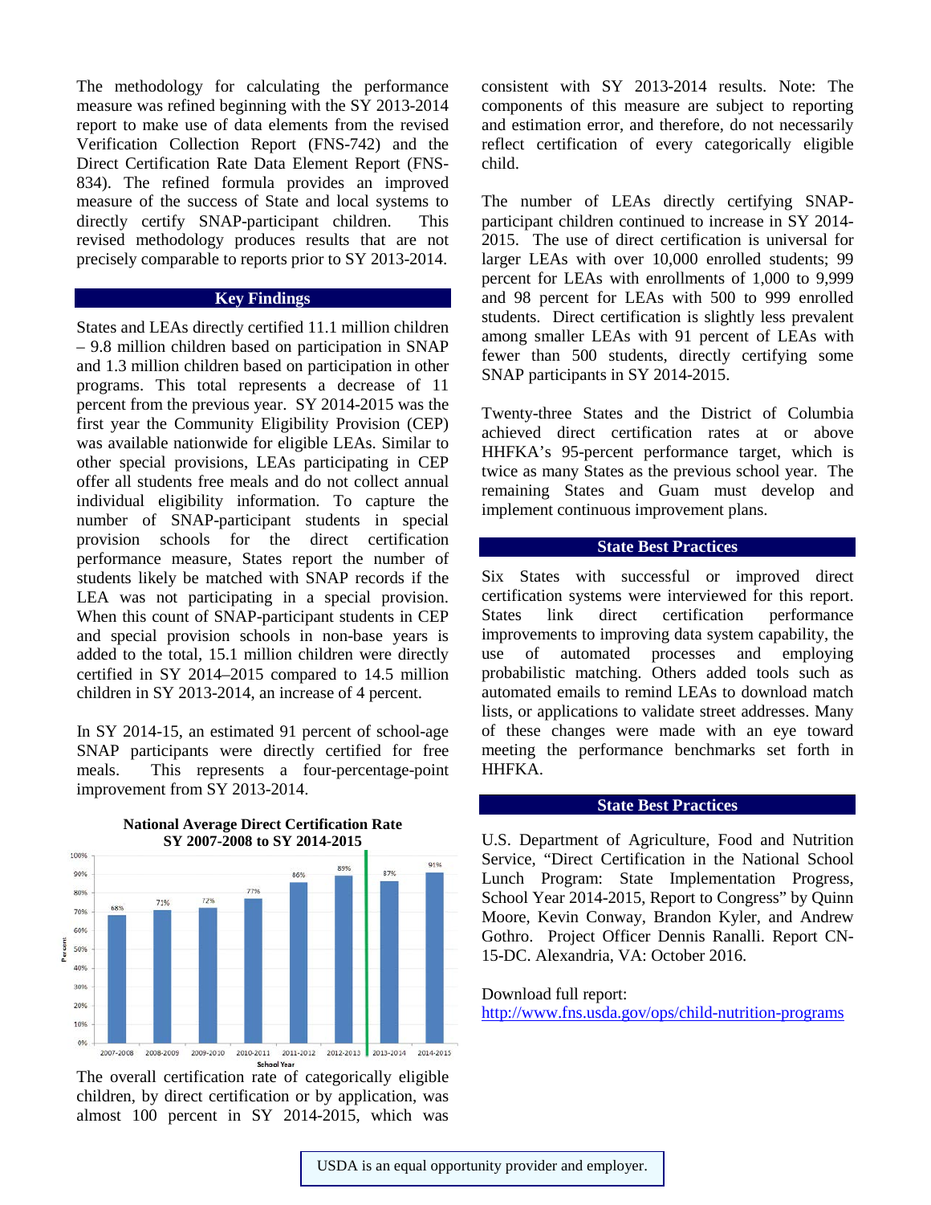The methodology for calculating the performance measure was refined beginning with the SY 2013-2014 report to make use of data elements from the revised Verification Collection Report (FNS-742) and the Direct Certification Rate Data Element Report (FNS-834). The refined formula provides an improved measure of the success of State and local systems to directly certify SNAP-participant children. This revised methodology produces results that are not precisely comparable to reports prior to SY 2013-2014.

## Key Findings

States and LEAs directly certified 11.1 million children – 9.8 million children based on participation in SNAP and 1.3 million children based on participation in other programs. This total represents a decrease of 11 percent from the previous year. SY 2014-2015 was the first year the Community Eligibility Provision (CEP) was available nationwide for eligible LEAs. Similar to other special provisions, LEAs participating in CEP offer all students free meals and do not collect annual individual eligibility information. To capture the number of SNAP-participant students in special provision schools for the direct certification performance measure, States report the number of students likely be matched with SNAP records if the LEA was not participating in a special provision. When this count of SNAP-participant students in CEP and special provision schools in non-base years is added to the total, 15.1 million children were directly certified in SY 2014–2015 compared to 14.5 million children in SY 2013-2014, an increase of 4 percent.

In SY 2014-15, an estimated 91 percent of school-age SNAP participants were directly certified for free meals. This represents a four-percentage-point improvement from SY 2013-2014.

**National Average Direct Certification Rate SY 2007-2008 to SY 2014-2015**

Percent

100%
90%
80%
70%
60%
50%
40%
30%
20%
10%
0%

68% 71% 72% 77% 86% 89% 87% 91%

2007-2008 2008-2009 2009-2010 2010-2011 2011-2012 2012-2013 2013-2014 2014-2015

School Year

The overall certification rate of categorically eligible children, by direct certification or by application, was almost 100 percent in SY 2014-2015, which was consistent with SY 2013-2014 results. Note: The components of this measure are subject to reporting and estimation error, and therefore, do not necessarily reflect certification of every categorically eligible child.

The number of LEAs directly certifying SNAP-participant children continued to increase in SY 2014-2015. The use of direct certification is universal for larger LEAs with over 10,000 enrolled students; 99 percent for LEAs with enrollments of 1,000 to 9,999 and 98 percent for LEAs with 500 to 999 enrolled students. Direct certification is slightly less prevalent among smaller LEAs with 91 percent of LEAs with fewer than 500 students, directly certifying some SNAP participants in SY 2014-2015.

Twenty-three States and the District of Columbia achieved direct certification rates at or above HHFKA's 95-percent performance target, which is twice as many States as the previous school year. The remaining States and Guam must develop and implement continuous improvement plans.

## State Best Practices

Six States with successful or improved direct certification systems were interviewed for this report. States link direct certification performance improvements to improving data system capability, the use of automated processes and employing probabilistic matching. Others added tools such as automated emails to remind LEAs to download match lists, or applications to validate street addresses. Many of these changes were made with an eye toward meeting the performance benchmarks set forth in HHFKA.

## State Best Practices

U.S. Department of Agriculture, Food and Nutrition Service, "Direct Certification in the National School Lunch Program: State Implementation Progress, School Year 2014-2015, Report to Congress" by Quinn Moore, Kevin Conway, Brandon Kyler, and Andrew Gothro. Project Officer Dennis Ranalli. Report CN-15-DC. Alexandria, VA: October 2016.

Download full report:
http://www.fns.usda.gov/ops/child-nutrition-programs

USDA is an equal opportunity provider and employer.